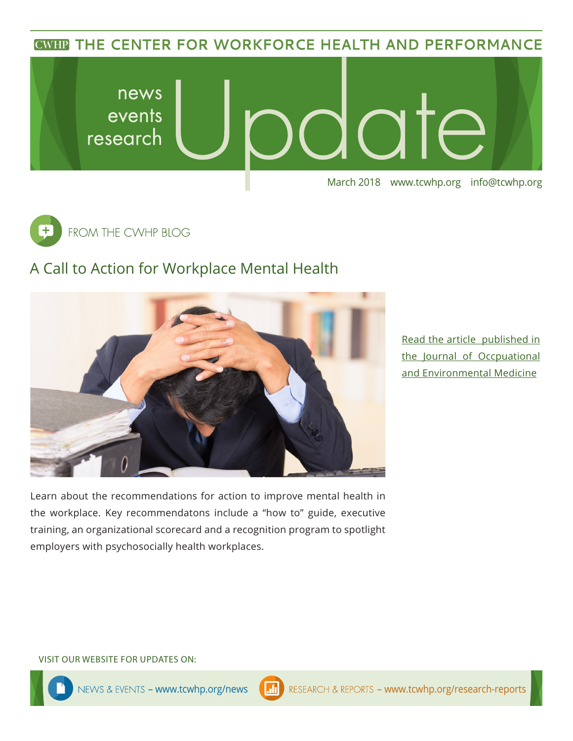CWHP THE CENTER FOR WORKFORCE HEALTH AND PERFORMANCE

# news events research Update

March 2018 www.tcwhp.org info@tcwhp.org

FROM THE CWHP BLOG

## A Call to Action for Workplace Mental Health

Read the article published in the Journal of Occpuational and Environmental Medicine

Learn about the recommendations for action to improve mental health in the workplace. Key recommendatons include a "how to" guide, executive training, an organizational scorecard and a recognition program to spotlight employers with psychosocially health workplaces.

VISIT OUR WEBSITE FOR UPDATES ON:

NEWS & EVENTS – www.tcwhp.org/news

RESEARCH & REPORTS – www.tcwhp.org/research-reports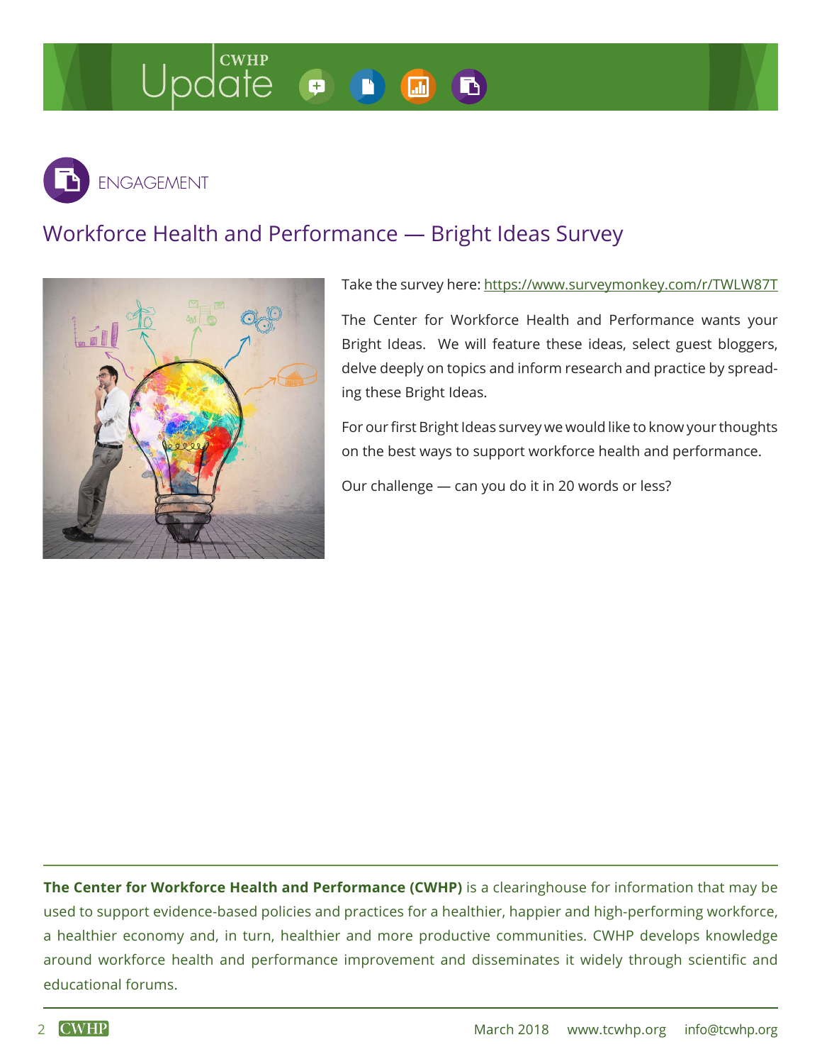# ENGAGEMENT

## Workforce Health and Performance — Bright Ideas Survey

Take the survey here: https://www.surveymonkey.com/r/TWLW87T

The Center for Workforce Health and Performance wants your Bright Ideas. We will feature these ideas, select guest bloggers, delve deeply on topics and inform research and practice by spreading these Bright Ideas.

For our first Bright Ideas survey we would like to know your thoughts on the best ways to support workforce health and performance.

Our challenge — can you do it in 20 words or less?

**The Center for Workforce Health and Performance (CWHP)** is a clearinghouse for information that may be used to support evidence-based policies and practices for a healthier, happier and high-performing workforce, a healthier economy and, in turn, healthier and more productive communities. CWHP develops knowledge around workforce health and performance improvement and disseminates it widely through scientific and educational forums.